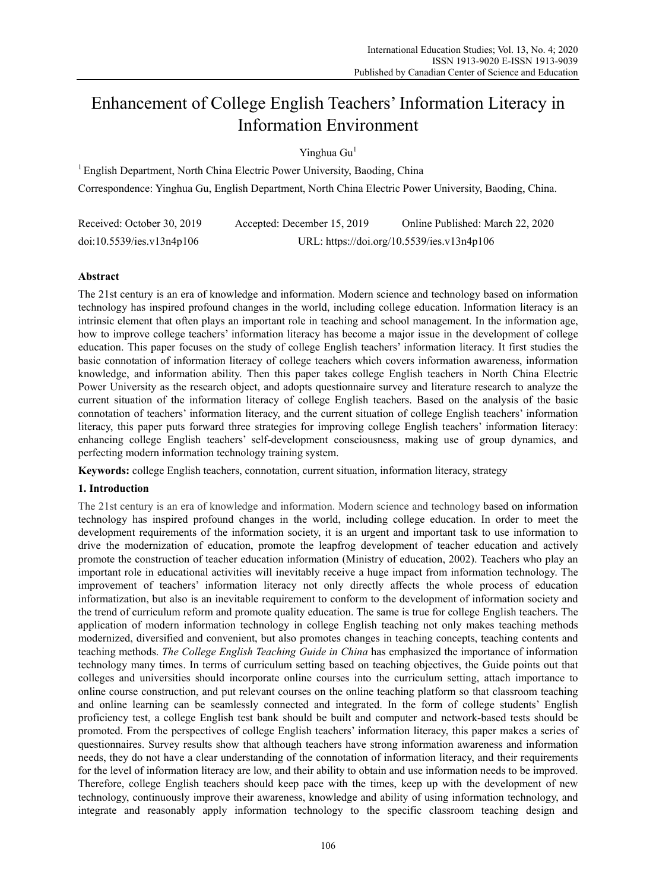# Enhancement of College English Teachers' Information Literacy in Information Environment

Yinghua Gu[1]

[1] English Department, North China Electric Power University, Baoding, China

Correspondence: Yinghua Gu, English Department, North China Electric Power University, Baoding, China.

Received: October 30, 2019 Accepted: December 15, 2019 Online Published: March 22, 2020

doi:10.5539/ies.v13n4p106 URL: https://doi.org/10.5539/ies.v13n4p106

## Abstract

The 21st century is an era of knowledge and information. Modern science and technology based on information technology has inspired profound changes in the world, including college education. Information literacy is an intrinsic element that often plays an important role in teaching and school management. In the information age, how to improve college teachers' information literacy has become a major issue in the development of college education. This paper focuses on the study of college English teachers' information literacy. It first studies the basic connotation of information literacy of college teachers which covers information awareness, information knowledge, and information ability. Then this paper takes college English teachers in North China Electric Power University as the research object, and adopts questionnaire survey and literature research to analyze the current situation of the information literacy of college English teachers. Based on the analysis of the basic connotation of teachers' information literacy, and the current situation of college English teachers' information literacy, this paper puts forward three strategies for improving college English teachers' information literacy: enhancing college English teachers' self-development consciousness, making use of group dynamics, and perfecting modern information technology training system.

**Keywords:** college English teachers, connotation, current situation, information literacy, strategy

## 1. Introduction

The 21st century is an era of knowledge and information. Modern science and technology based on information technology has inspired profound changes in the world, including college education. In order to meet the development requirements of the information society, it is an urgent and important task to use information to drive the modernization of education, promote the leapfrog development of teacher education and actively promote the construction of teacher education information (Ministry of education, 2002). Teachers who play an important role in educational activities will inevitably receive a huge impact from information technology. The improvement of teachers' information literacy not only directly affects the whole process of education informatization, but also is an inevitable requirement to conform to the development of information society and the trend of curriculum reform and promote quality education. The same is true for college English teachers. The application of modern information technology in college English teaching not only makes teaching methods modernized, diversified and convenient, but also promotes changes in teaching concepts, teaching contents and teaching methods. *The College English Teaching Guide in China* has emphasized the importance of information technology many times. In terms of curriculum setting based on teaching objectives, the Guide points out that colleges and universities should incorporate online courses into the curriculum setting, attach importance to online course construction, and put relevant courses on the online teaching platform so that classroom teaching and online learning can be seamlessly connected and integrated. In the form of college students' English proficiency test, a college English test bank should be built and computer and network-based tests should be promoted. From the perspectives of college English teachers' information literacy, this paper makes a series of questionnaires. Survey results show that although teachers have strong information awareness and information needs, they do not have a clear understanding of the connotation of information literacy, and their requirements for the level of information literacy are low, and their ability to obtain and use information needs to be improved. Therefore, college English teachers should keep pace with the times, keep up with the development of new technology, continuously improve their awareness, knowledge and ability of using information technology, and integrate and reasonably apply information technology to the specific classroom teaching design and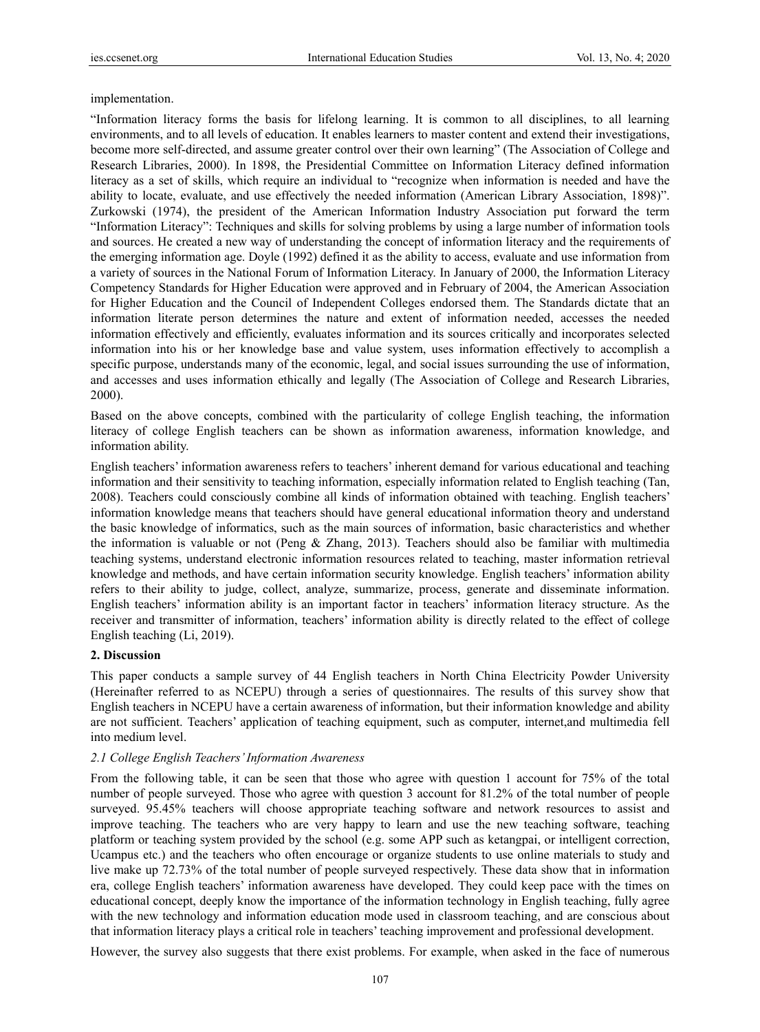implementation.

"Information literacy forms the basis for lifelong learning. It is common to all disciplines, to all learning environments, and to all levels of education. It enables learners to master content and extend their investigations, become more self-directed, and assume greater control over their own learning" (The Association of College and Research Libraries, 2000). In 1898, the Presidential Committee on Information Literacy defined information literacy as a set of skills, which require an individual to "recognize when information is needed and have the ability to locate, evaluate, and use effectively the needed information (American Library Association, 1898)". Zurkowski (1974), the president of the American Information Industry Association put forward the term "Information Literacy": Techniques and skills for solving problems by using a large number of information tools and sources. He created a new way of understanding the concept of information literacy and the requirements of the emerging information age. Doyle (1992) defined it as the ability to access, evaluate and use information from a variety of sources in the National Forum of Information Literacy. In January of 2000, the Information Literacy Competency Standards for Higher Education were approved and in February of 2004, the American Association for Higher Education and the Council of Independent Colleges endorsed them. The Standards dictate that an information literate person determines the nature and extent of information needed, accesses the needed information effectively and efficiently, evaluates information and its sources critically and incorporates selected information into his or her knowledge base and value system, uses information effectively to accomplish a specific purpose, understands many of the economic, legal, and social issues surrounding the use of information, and accesses and uses information ethically and legally (The Association of College and Research Libraries, 2000).

Based on the above concepts, combined with the particularity of college English teaching, the information literacy of college English teachers can be shown as information awareness, information knowledge, and information ability.

English teachers' information awareness refers to teachers' inherent demand for various educational and teaching information and their sensitivity to teaching information, especially information related to English teaching (Tan, 2008). Teachers could consciously combine all kinds of information obtained with teaching. English teachers' information knowledge means that teachers should have general educational information theory and understand the basic knowledge of informatics, such as the main sources of information, basic characteristics and whether the information is valuable or not (Peng & Zhang, 2013). Teachers should also be familiar with multimedia teaching systems, understand electronic information resources related to teaching, master information retrieval knowledge and methods, and have certain information security knowledge. English teachers' information ability refers to their ability to judge, collect, analyze, summarize, process, generate and disseminate information. English teachers' information ability is an important factor in teachers' information literacy structure. As the receiver and transmitter of information, teachers' information ability is directly related to the effect of college English teaching (Li, 2019).

## 2. Discussion

This paper conducts a sample survey of 44 English teachers in North China Electricity Powder University (Hereinafter referred to as NCEPU) through a series of questionnaires. The results of this survey show that English teachers in NCEPU have a certain awareness of information, but their information knowledge and ability are not sufficient. Teachers' application of teaching equipment, such as computer, internet,and multimedia fell into medium level.

### *2.1 College English Teachers' Information Awareness*

From the following table, it can be seen that those who agree with question 1 account for 75% of the total number of people surveyed. Those who agree with question 3 account for 81.2% of the total number of people surveyed. 95.45% teachers will choose appropriate teaching software and network resources to assist and improve teaching. The teachers who are very happy to learn and use the new teaching software, teaching platform or teaching system provided by the school (e.g. some APP such as ketangpai, or intelligent correction, Ucampus etc.) and the teachers who often encourage or organize students to use online materials to study and live make up 72.73% of the total number of people surveyed respectively. These data show that in information era, college English teachers' information awareness have developed. They could keep pace with the times on educational concept, deeply know the importance of the information technology in English teaching, fully agree with the new technology and information education mode used in classroom teaching, and are conscious about that information literacy plays a critical role in teachers' teaching improvement and professional development.

However, the survey also suggests that there exist problems. For example, when asked in the face of numerous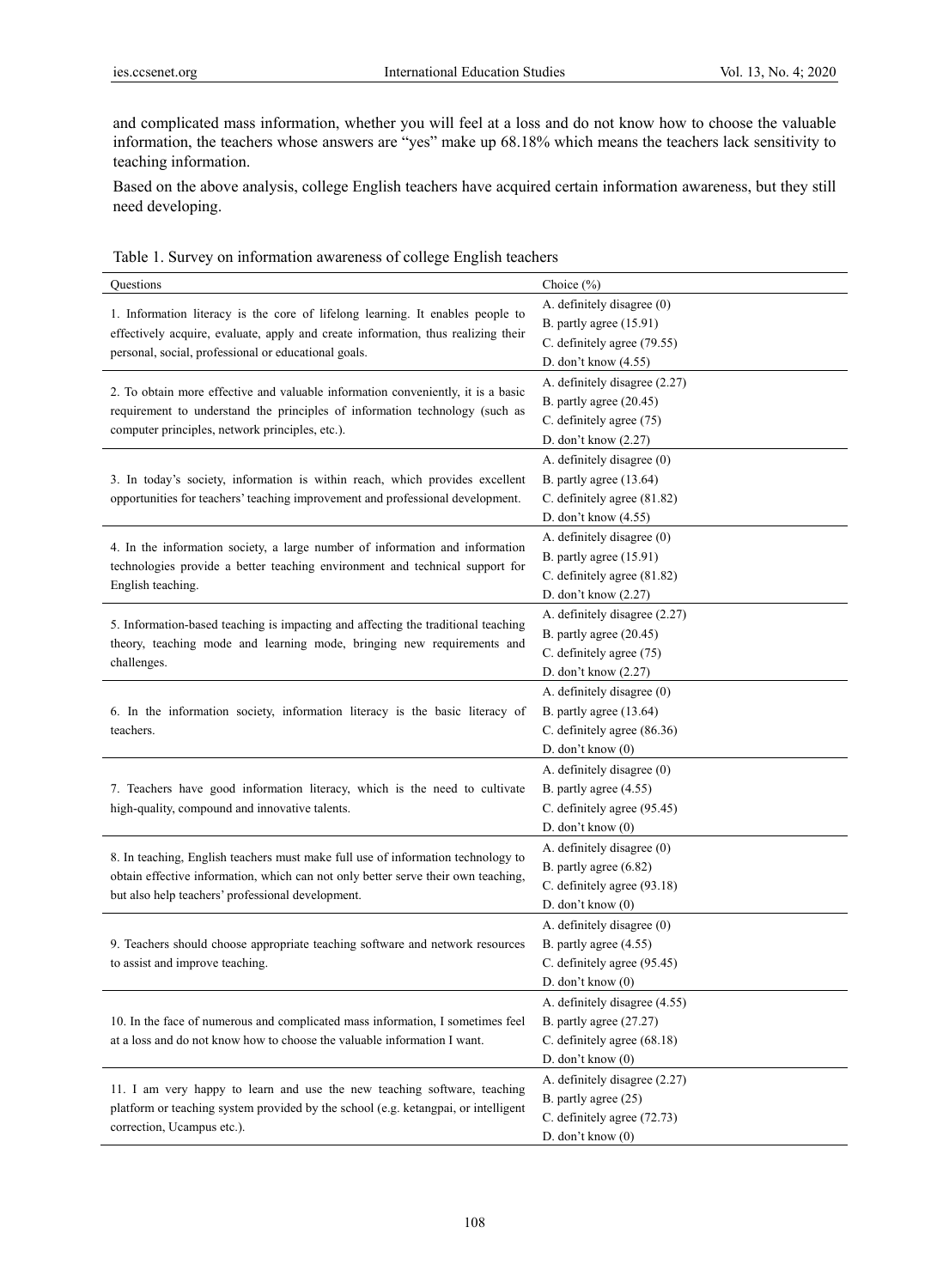and complicated mass information, whether you will feel at a loss and do not know how to choose the valuable information, the teachers whose answers are "yes" make up 68.18% which means the teachers lack sensitivity to teaching information.

Based on the above analysis, college English teachers have acquired certain information awareness, but they still need developing.

Table 1. Survey on information awareness of college English teachers

| Questions | Choice (%) |
|---|---|
| 1. Information literacy is the core of lifelong learning. It enables people to effectively acquire, evaluate, apply and create information, thus realizing their personal, social, professional or educational goals. | A. definitely disagree (0)<br>B. partly agree (15.91)<br>C. definitely agree (79.55)<br>D. don't know (4.55) |
| 2. To obtain more effective and valuable information conveniently, it is a basic requirement to understand the principles of information technology (such as computer principles, network principles, etc.). | A. definitely disagree (2.27)<br>B. partly agree (20.45)<br>C. definitely agree (75)<br>D. don't know (2.27) |
| 3. In today's society, information is within reach, which provides excellent opportunities for teachers' teaching improvement and professional development. | A. definitely disagree (0)<br>B. partly agree (13.64)<br>C. definitely agree (81.82)<br>D. don't know (4.55) |
| 4. In the information society, a large number of information and information technologies provide a better teaching environment and technical support for English teaching. | A. definitely disagree (0)<br>B. partly agree (15.91)<br>C. definitely agree (81.82)<br>D. don't know (2.27) |
| 5. Information-based teaching is impacting and affecting the traditional teaching theory, teaching mode and learning mode, bringing new requirements and challenges. | A. definitely disagree (2.27)<br>B. partly agree (20.45)<br>C. definitely agree (75)<br>D. don't know (2.27) |
| 6. In the information society, information literacy is the basic literacy of teachers. | A. definitely disagree (0)<br>B. partly agree (13.64)<br>C. definitely agree (86.36)<br>D. don't know (0) |
| 7. Teachers have good information literacy, which is the need to cultivate high-quality, compound and innovative talents. | A. definitely disagree (0)<br>B. partly agree (4.55)<br>C. definitely agree (95.45)<br>D. don't know (0) |
| 8. In teaching, English teachers must make full use of information technology to obtain effective information, which can not only better serve their own teaching, but also help teachers' professional development. | A. definitely disagree (0)<br>B. partly agree (6.82)<br>C. definitely agree (93.18)<br>D. don't know (0) |
| 9. Teachers should choose appropriate teaching software and network resources to assist and improve teaching. | A. definitely disagree (0)<br>B. partly agree (4.55)<br>C. definitely agree (95.45)<br>D. don't know (0) |
| 10. In the face of numerous and complicated mass information, I sometimes feel at a loss and do not know how to choose the valuable information I want. | A. definitely disagree (4.55)<br>B. partly agree (27.27)<br>C. definitely agree (68.18)<br>D. don't know (0) |
| 11. I am very happy to learn and use the new teaching software, teaching platform or teaching system provided by the school (e.g. ketangpai, or intelligent correction, Ucampus etc.). | A. definitely disagree (2.27)<br>B. partly agree (25)<br>C. definitely agree (72.73)<br>D. don't know (0) |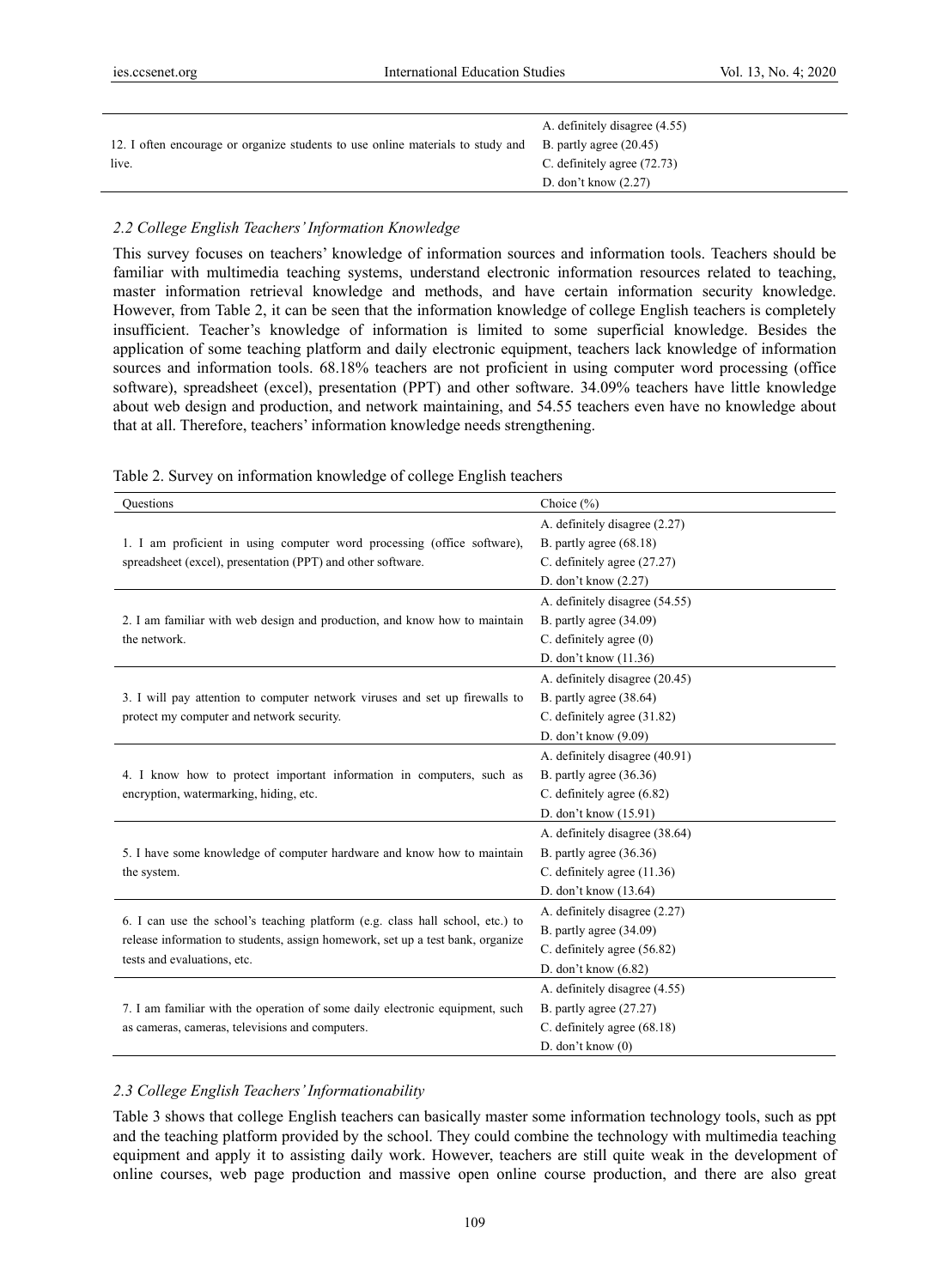| | |
|---|---|
| 12. I often encourage or organize students to use online materials to study and live. | A. definitely disagree (4.55)<br>B. partly agree (20.45)<br>C. definitely agree (72.73)<br>D. don't know (2.27) |

### 2.2 College English Teachers' Information Knowledge

This survey focuses on teachers' knowledge of information sources and information tools. Teachers should be familiar with multimedia teaching systems, understand electronic information resources related to teaching, master information retrieval knowledge and methods, and have certain information security knowledge. However, from Table 2, it can be seen that the information knowledge of college English teachers is completely insufficient. Teacher's knowledge of information is limited to some superficial knowledge. Besides the application of some teaching platform and daily electronic equipment, teachers lack knowledge of information sources and information tools. 68.18% teachers are not proficient in using computer word processing (office software), spreadsheet (excel), presentation (PPT) and other software. 34.09% teachers have little knowledge about web design and production, and network maintaining, and 54.55 teachers even have no knowledge about that at all. Therefore, teachers' information knowledge needs strengthening.

Table 2. Survey on information knowledge of college English teachers

| Questions | Choice (%) |
|---|---|
| 1. I am proficient in using computer word processing (office software), spreadsheet (excel), presentation (PPT) and other software. | A. definitely disagree (2.27)<br>B. partly agree (68.18)<br>C. definitely agree (27.27)<br>D. don't know (2.27) |
| 2. I am familiar with web design and production, and know how to maintain the network. | A. definitely disagree (54.55)<br>B. partly agree (34.09)<br>C. definitely agree (0)<br>D. don't know (11.36) |
| 3. I will pay attention to computer network viruses and set up firewalls to protect my computer and network security. | A. definitely disagree (20.45)<br>B. partly agree (38.64)<br>C. definitely agree (31.82)<br>D. don't know (9.09) |
| 4. I know how to protect important information in computers, such as encryption, watermarking, hiding, etc. | A. definitely disagree (40.91)<br>B. partly agree (36.36)<br>C. definitely agree (6.82)<br>D. don't know (15.91) |
| 5. I have some knowledge of computer hardware and know how to maintain the system. | A. definitely disagree (38.64)<br>B. partly agree (36.36)<br>C. definitely agree (11.36)<br>D. don't know (13.64) |
| 6. I can use the school's teaching platform (e.g. class hall school, etc.) to release information to students, assign homework, set up a test bank, organize tests and evaluations, etc. | A. definitely disagree (2.27)<br>B. partly agree (34.09)<br>C. definitely agree (56.82)<br>D. don't know (6.82) |
| 7. I am familiar with the operation of some daily electronic equipment, such as cameras, cameras, televisions and computers. | A. definitely disagree (4.55)<br>B. partly agree (27.27)<br>C. definitely agree (68.18)<br>D. don't know (0) |

### 2.3 College English Teachers' Informationability

Table 3 shows that college English teachers can basically master some information technology tools, such as ppt and the teaching platform provided by the school. They could combine the technology with multimedia teaching equipment and apply it to assisting daily work. However, teachers are still quite weak in the development of online courses, web page production and massive open online course production, and there are also great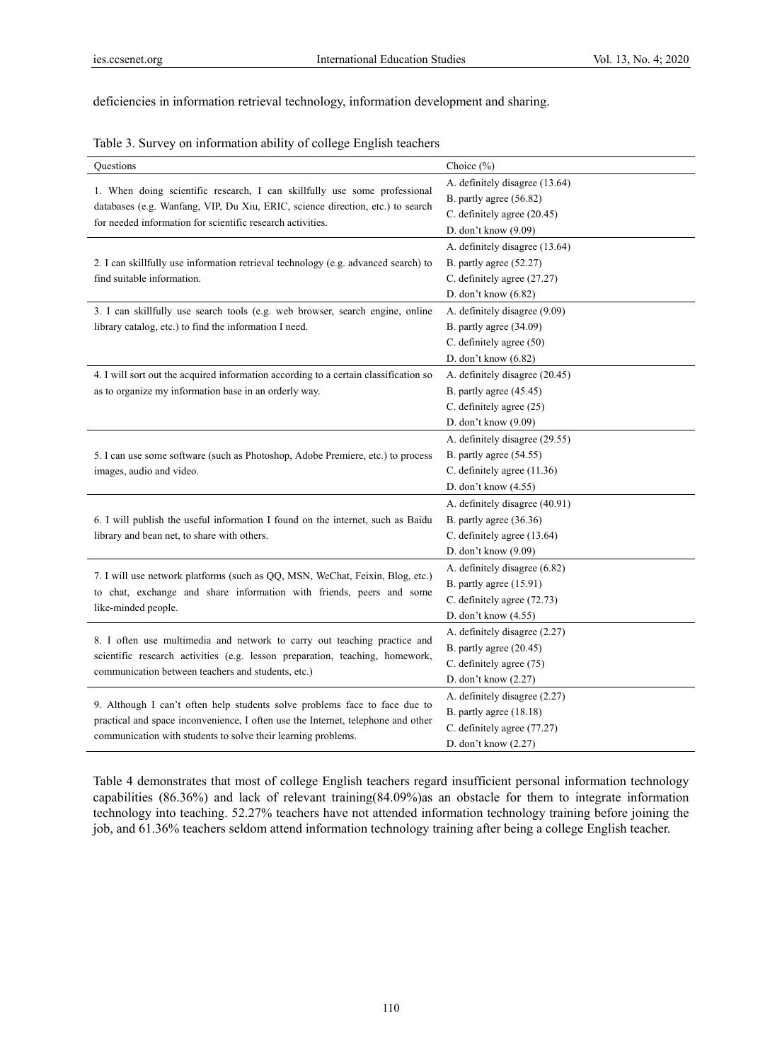deficiencies in information retrieval technology, information development and sharing.

Table 3. Survey on information ability of college English teachers

| Questions | Choice (%) |
|---|---|
| 1. When doing scientific research, I can skillfully use some professional databases (e.g. Wanfang, VIP, Du Xiu, ERIC, science direction, etc.) to search for needed information for scientific research activities. | A. definitely disagree (13.64)<br>B. partly agree (56.82)<br>C. definitely agree (20.45)<br>D. don't know (9.09) |
| 2. I can skillfully use information retrieval technology (e.g. advanced search) to find suitable information. | A. definitely disagree (13.64)<br>B. partly agree (52.27)<br>C. definitely agree (27.27)<br>D. don't know (6.82) |
| 3. I can skillfully use search tools (e.g. web browser, search engine, online library catalog, etc.) to find the information I need. | A. definitely disagree (9.09)<br>B. partly agree (34.09)<br>C. definitely agree (50)<br>D. don't know (6.82) |
| 4. I will sort out the acquired information according to a certain classification so as to organize my information base in an orderly way. | A. definitely disagree (20.45)<br>B. partly agree (45.45)<br>C. definitely agree (25)<br>D. don't know (9.09) |
| 5. I can use some software (such as Photoshop, Adobe Premiere, etc.) to process images, audio and video. | A. definitely disagree (29.55)<br>B. partly agree (54.55)<br>C. definitely agree (11.36)<br>D. don't know (4.55) |
| 6. I will publish the useful information I found on the internet, such as Baidu library and bean net, to share with others. | A. definitely disagree (40.91)<br>B. partly agree (36.36)<br>C. definitely agree (13.64)<br>D. don't know (9.09) |
| 7. I will use network platforms (such as QQ, MSN, WeChat, Feixin, Blog, etc.) to chat, exchange and share information with friends, peers and some like-minded people. | A. definitely disagree (6.82)<br>B. partly agree (15.91)<br>C. definitely agree (72.73)<br>D. don't know (4.55) |
| 8. I often use multimedia and network to carry out teaching practice and scientific research activities (e.g. lesson preparation, teaching, homework, communication between teachers and students, etc.) | A. definitely disagree (2.27)<br>B. partly agree (20.45)<br>C. definitely agree (75)<br>D. don't know (2.27) |
| 9. Although I can't often help students solve problems face to face due to practical and space inconvenience, I often use the Internet, telephone and other communication with students to solve their learning problems. | A. definitely disagree (2.27)<br>B. partly agree (18.18)<br>C. definitely agree (77.27)<br>D. don't know (2.27) |

Table 4 demonstrates that most of college English teachers regard insufficient personal information technology capabilities (86.36%) and lack of relevant training(84.09%)as an obstacle for them to integrate information technology into teaching. 52.27% teachers have not attended information technology training before joining the job, and 61.36% teachers seldom attend information technology training after being a college English teacher.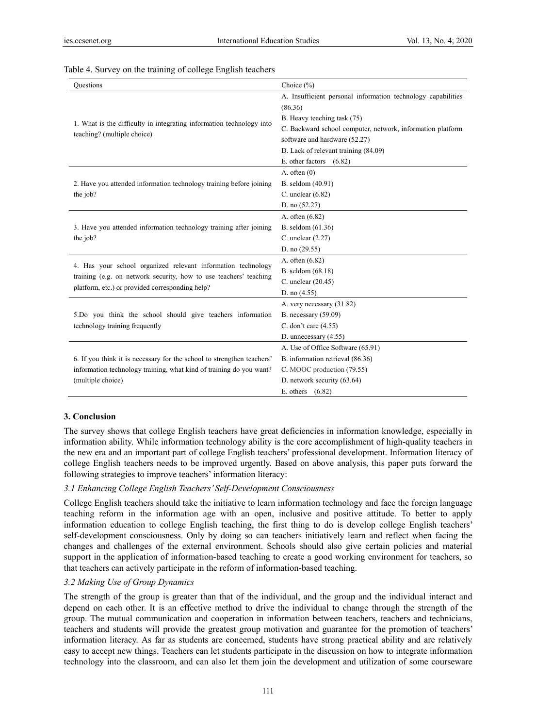Table 4. Survey on the training of college English teachers

| Questions | Choice (%) |
|---|---|
| 1. What is the difficulty in integrating information technology into teaching? (multiple choice) | A. Insufficient personal information technology capabilities (86.36)<br>B. Heavy teaching task (75)<br>C. Backward school computer, network, information platform software and hardware (52.27)<br>D. Lack of relevant training (84.09)<br>E. other factors (6.82) |
| 2. Have you attended information technology training before joining the job? | A. often (0)<br>B. seldom (40.91)<br>C. unclear (6.82)<br>D. no (52.27) |
| 3. Have you attended information technology training after joining the job? | A. often (6.82)<br>B. seldom (61.36)<br>C. unclear (2.27)<br>D. no (29.55) |
| 4. Has your school organized relevant information technology training (e.g. on network security, how to use teachers' teaching platform, etc.) or provided corresponding help? | A. often (6.82)<br>B. seldom (68.18)<br>C. unclear (20.45)<br>D. no (4.55) |
| 5.Do you think the school should give teachers information technology training frequently | A. very necessary (31.82)<br>B. necessary (59.09)<br>C. don't care (4.55)<br>D. unnecessary (4.55) |
| 6. If you think it is necessary for the school to strengthen teachers' information technology training, what kind of training do you want? (multiple choice) | A. Use of Office Software (65.91)<br>B. information retrieval (86.36)<br>C. MOOC production (79.55)<br>D. network security (63.64)<br>E. others (6.82) |

## 3. Conclusion

The survey shows that college English teachers have great deficiencies in information knowledge, especially in information ability. While information technology ability is the core accomplishment of high-quality teachers in the new era and an important part of college English teachers' professional development. Information literacy of college English teachers needs to be improved urgently. Based on above analysis, this paper puts forward the following strategies to improve teachers' information literacy:

### *3.1 Enhancing College English Teachers' Self-Development Consciousness*

College English teachers should take the initiative to learn information technology and face the foreign language teaching reform in the information age with an open, inclusive and positive attitude. To better to apply information education to college English teaching, the first thing to do is develop college English teachers' self-development consciousness. Only by doing so can teachers initiatively learn and reflect when facing the changes and challenges of the external environment. Schools should also give certain policies and material support in the application of information-based teaching to create a good working environment for teachers, so that teachers can actively participate in the reform of information-based teaching.

### *3.2 Making Use of Group Dynamics*

The strength of the group is greater than that of the individual, and the group and the individual interact and depend on each other. It is an effective method to drive the individual to change through the strength of the group. The mutual communication and cooperation in information between teachers, teachers and technicians, teachers and students will provide the greatest group motivation and guarantee for the promotion of teachers' information literacy. As far as students are concerned, students have strong practical ability and are relatively easy to accept new things. Teachers can let students participate in the discussion on how to integrate information technology into the classroom, and can also let them join the development and utilization of some courseware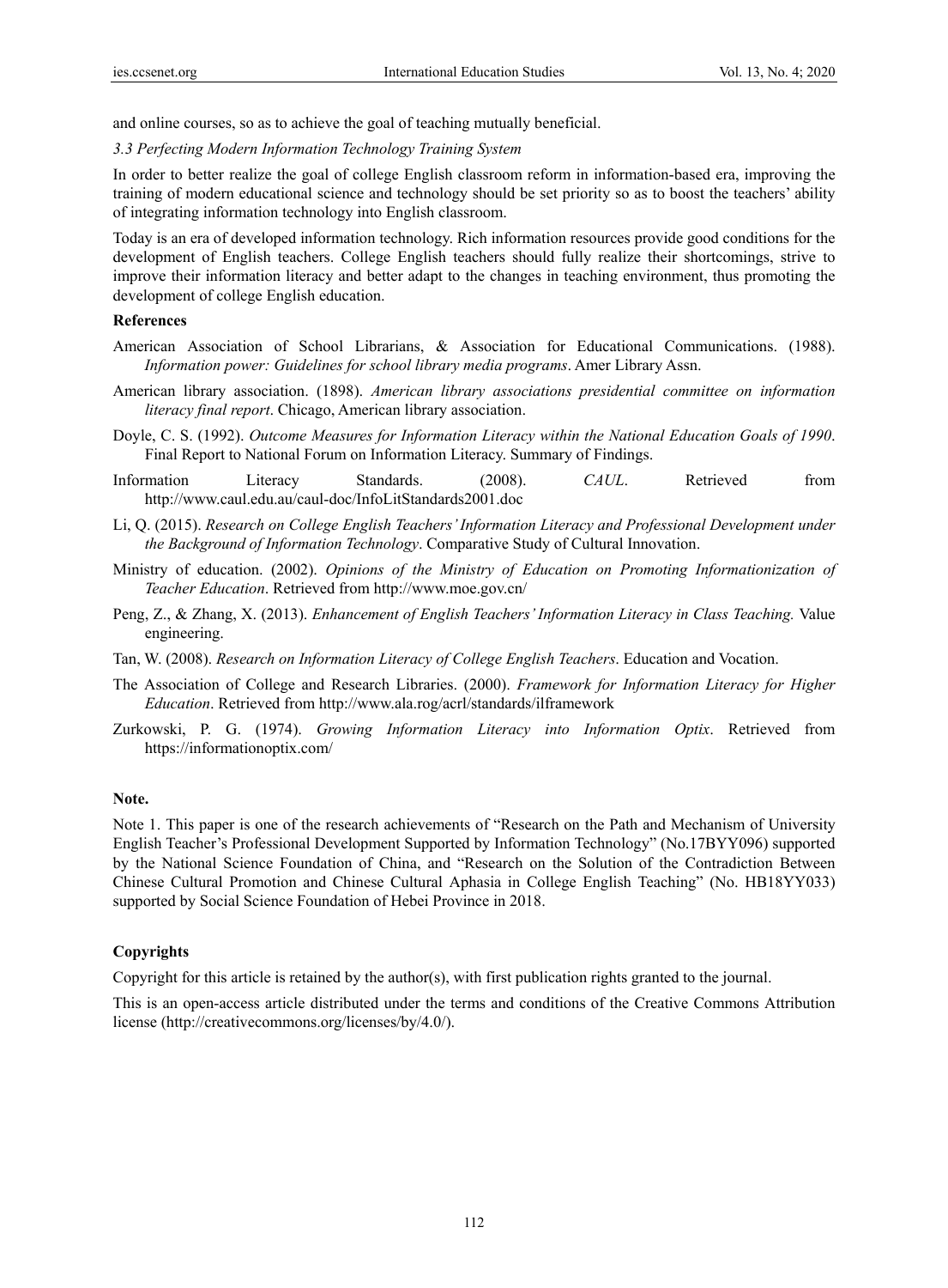and online courses, so as to achieve the goal of teaching mutually beneficial.

### *3.3 Perfecting Modern Information Technology Training System*

In order to better realize the goal of college English classroom reform in information-based era, improving the training of modern educational science and technology should be set priority so as to boost the teachers' ability of integrating information technology into English classroom.

Today is an era of developed information technology. Rich information resources provide good conditions for the development of English teachers. College English teachers should fully realize their shortcomings, strive to improve their information literacy and better adapt to the changes in teaching environment, thus promoting the development of college English education.

## References

American Association of School Librarians, & Association for Educational Communications. (1988). *Information power: Guidelines for school library media programs*. Amer Library Assn.

American library association. (1898). *American library associations presidential committee on information literacy final report*. Chicago, American library association.

Doyle, C. S. (1992). *Outcome Measures for Information Literacy within the National Education Goals of 1990*. Final Report to National Forum on Information Literacy. Summary of Findings.

Information Literacy Standards. (2008). *CAUL*. Retrieved from http://www.caul.edu.au/caul-doc/InfoLitStandards2001.doc

Li, Q. (2015). *Research on College English Teachers' Information Literacy and Professional Development under the Background of Information Technology*. Comparative Study of Cultural Innovation.

Ministry of education. (2002). *Opinions of the Ministry of Education on Promoting Informationization of Teacher Education*. Retrieved from http://www.moe.gov.cn/

Peng, Z., & Zhang, X. (2013). *Enhancement of English Teachers' Information Literacy in Class Teaching.* Value engineering.

Tan, W. (2008). *Research on Information Literacy of College English Teachers*. Education and Vocation.

The Association of College and Research Libraries. (2000). *Framework for Information Literacy for Higher Education*. Retrieved from http://www.ala.rog/acrl/standards/ilframework

Zurkowski, P. G. (1974). *Growing Information Literacy into Information Optix*. Retrieved from https://informationoptix.com/

## Note.

Note 1. This paper is one of the research achievements of "Research on the Path and Mechanism of University English Teacher's Professional Development Supported by Information Technology" (No.17BYY096) supported by the National Science Foundation of China, and "Research on the Solution of the Contradiction Between Chinese Cultural Promotion and Chinese Cultural Aphasia in College English Teaching" (No. HB18YY033) supported by Social Science Foundation of Hebei Province in 2018.

## Copyrights

Copyright for this article is retained by the author(s), with first publication rights granted to the journal.

This is an open-access article distributed under the terms and conditions of the Creative Commons Attribution license (http://creativecommons.org/licenses/by/4.0/).